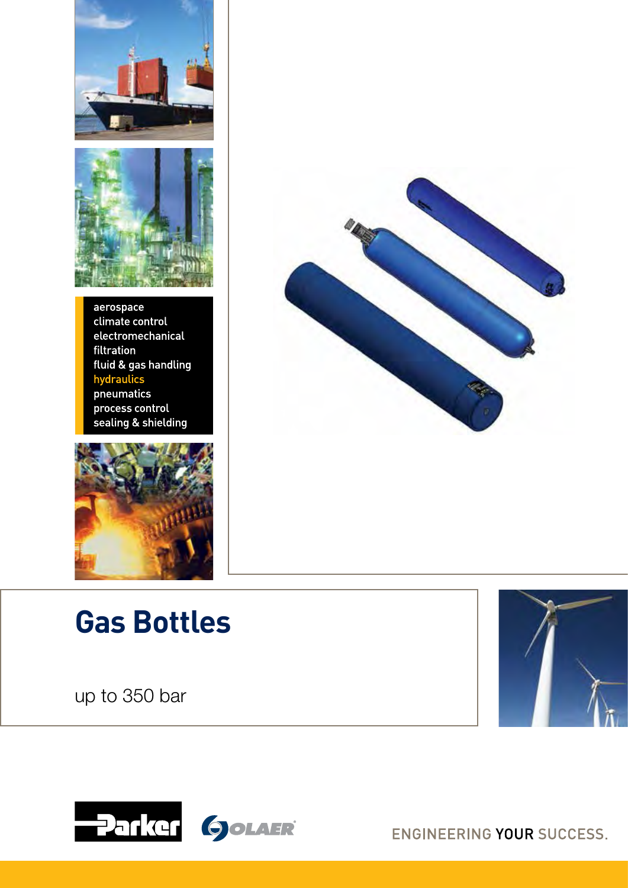aerospace
climate control
electromechanical
filtration
fluid & gas handling
hydraulics
pneumatics
process control
sealing & shielding

# Gas Bottles

up to 350 bar

ENGINEERING YOUR SUCCESS.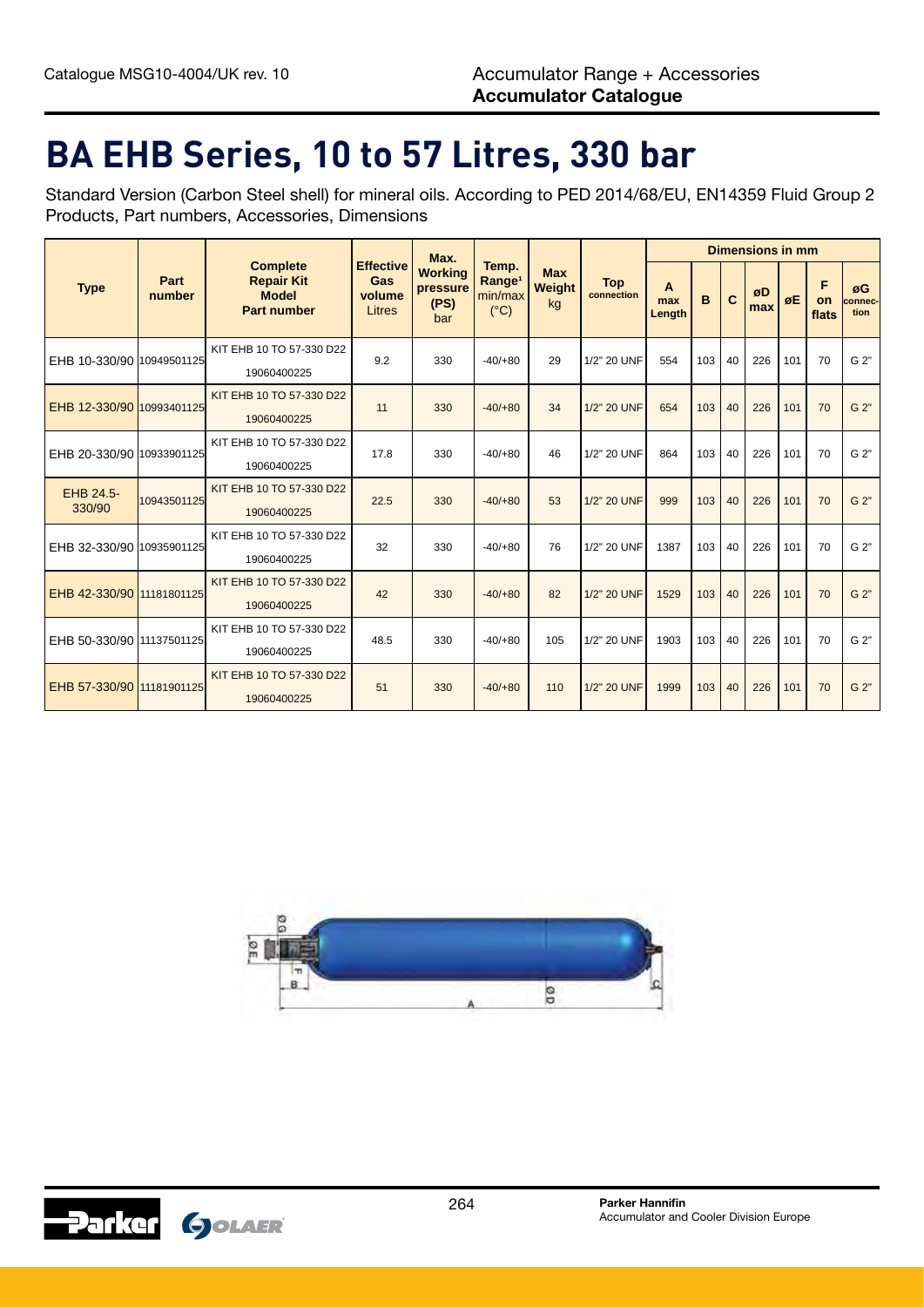# BA EHB Series, 10 to 57 Litres, 330 bar

Standard Version (Carbon Steel shell) for mineral oils. According to PED 2014/68/EU, EN14359 Fluid Group 2 Products, Part numbers, Accessories, Dimensions

| Type | Part number | Complete Repair Kit Model Part number | Effective Gas volume Litres | Max. Working pressure (PS) bar | Temp. Range[1] min/max (°C) | Max Weight kg | Top connection | Dimensions in mm | | | | | | |
|---|---|---|---|---|---|---|---|---|---|---|---|---|---|---|
| | | | | | | | | A max Length | B | C | øD max | øE | F on flats | øG connection |
| EHB 10-330/90 | 10949501125 | KIT EHB 10 TO 57-330 D22 19060400225 | 9.2 | 330 | -40/+80 | 29 | 1/2" 20 UNF | 554 | 103 | 40 | 226 | 101 | 70 | G 2" |
| EHB 12-330/90 | 10993401125 | KIT EHB 10 TO 57-330 D22 19060400225 | 11 | 330 | -40/+80 | 34 | 1/2" 20 UNF | 654 | 103 | 40 | 226 | 101 | 70 | G 2" |
| EHB 20-330/90 | 10933901125 | KIT EHB 10 TO 57-330 D22 19060400225 | 17.8 | 330 | -40/+80 | 46 | 1/2" 20 UNF | 864 | 103 | 40 | 226 | 101 | 70 | G 2" |
| EHB 24.5-330/90 | 10943501125 | KIT EHB 10 TO 57-330 D22 19060400225 | 22.5 | 330 | -40/+80 | 53 | 1/2" 20 UNF | 999 | 103 | 40 | 226 | 101 | 70 | G 2" |
| EHB 32-330/90 | 10935901125 | KIT EHB 10 TO 57-330 D22 19060400225 | 32 | 330 | -40/+80 | 76 | 1/2" 20 UNF | 1387 | 103 | 40 | 226 | 101 | 70 | G 2" |
| EHB 42-330/90 | 11181801125 | KIT EHB 10 TO 57-330 D22 19060400225 | 42 | 330 | -40/+80 | 82 | 1/2" 20 UNF | 1529 | 103 | 40 | 226 | 101 | 70 | G 2" |
| EHB 50-330/90 | 11137501125 | KIT EHB 10 TO 57-330 D22 19060400225 | 48.5 | 330 | -40/+80 | 105 | 1/2" 20 UNF | 1903 | 103 | 40 | 226 | 101 | 70 | G 2" |
| EHB 57-330/90 | 11181901125 | KIT EHB 10 TO 57-330 D22 19060400225 | 51 | 330 | -40/+80 | 110 | 1/2" 20 UNF | 1999 | 103 | 40 | 226 | 101 | 70 | G 2" |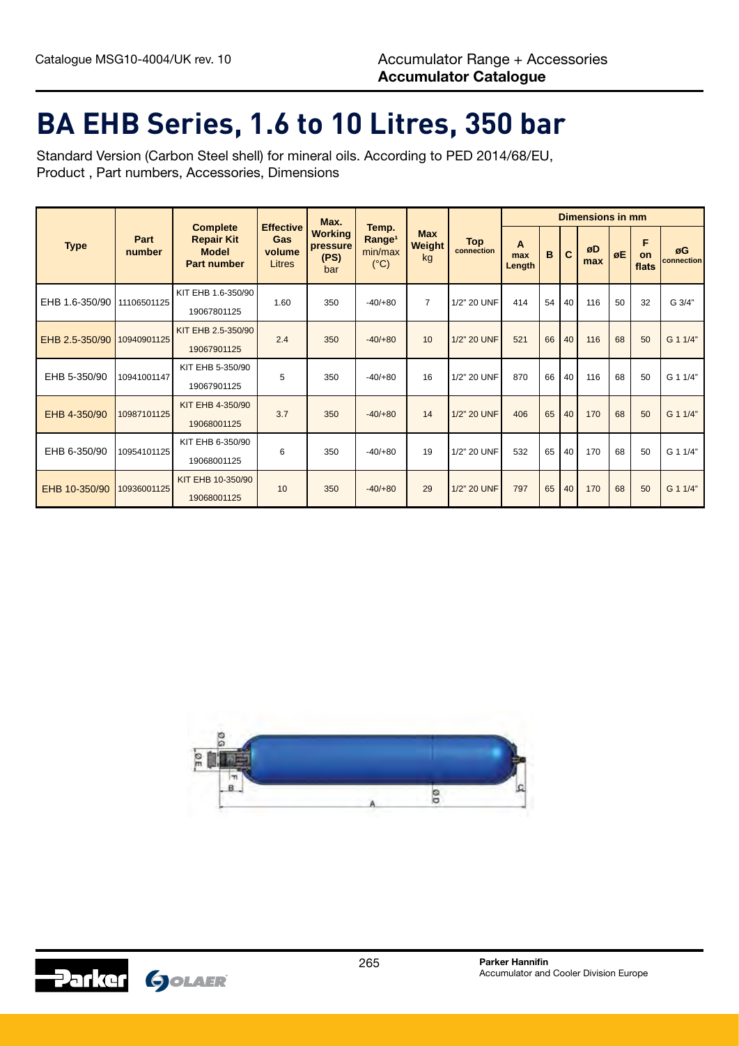# BA EHB Series, 1.6 to 10 Litres, 350 bar

Standard Version (Carbon Steel shell) for mineral oils. According to PED 2014/68/EU, Product , Part numbers, Accessories, Dimensions

| Type | Part number | Complete Repair Kit Model Part number | Effective Gas volume Litres | Max. Working pressure (PS) bar | Temp. Range[1] min/max (°C) | Max Weight kg | Top connection | Dimensions in mm | | | | | | |
|---|---|---|---|---|---|---|---|---|---|---|---|---|---|---|
| | | | | | | | | A max Length | B | C | øD max | øE | F on flats | øG connection |
| EHB 1.6-350/90 | 11106501125 | KIT EHB 1.6-350/90 19067801125 | 1.60 | 350 | -40/+80 | 7 | 1/2" 20 UNF | 414 | 54 | 40 | 116 | 50 | 32 | G 3/4" |
| EHB 2.5-350/90 | 10940901125 | KIT EHB 2.5-350/90 19067901125 | 2.4 | 350 | -40/+80 | 10 | 1/2" 20 UNF | 521 | 66 | 40 | 116 | 68 | 50 | G 1 1/4" |
| EHB 5-350/90 | 10941001147 | KIT EHB 5-350/90 19067901125 | 5 | 350 | -40/+80 | 16 | 1/2" 20 UNF | 870 | 66 | 40 | 116 | 68 | 50 | G 1 1/4" |
| EHB 4-350/90 | 10987101125 | KIT EHB 4-350/90 19068001125 | 3.7 | 350 | -40/+80 | 14 | 1/2" 20 UNF | 406 | 65 | 40 | 170 | 68 | 50 | G 1 1/4" |
| EHB 6-350/90 | 10954101125 | KIT EHB 6-350/90 19068001125 | 6 | 350 | -40/+80 | 19 | 1/2" 20 UNF | 532 | 65 | 40 | 170 | 68 | 50 | G 1 1/4" |
| EHB 10-350/90 | 10936001125 | KIT EHB 10-350/90 19068001125 | 10 | 350 | -40/+80 | 29 | 1/2" 20 UNF | 797 | 65 | 40 | 170 | 68 | 50 | G 1 1/4" |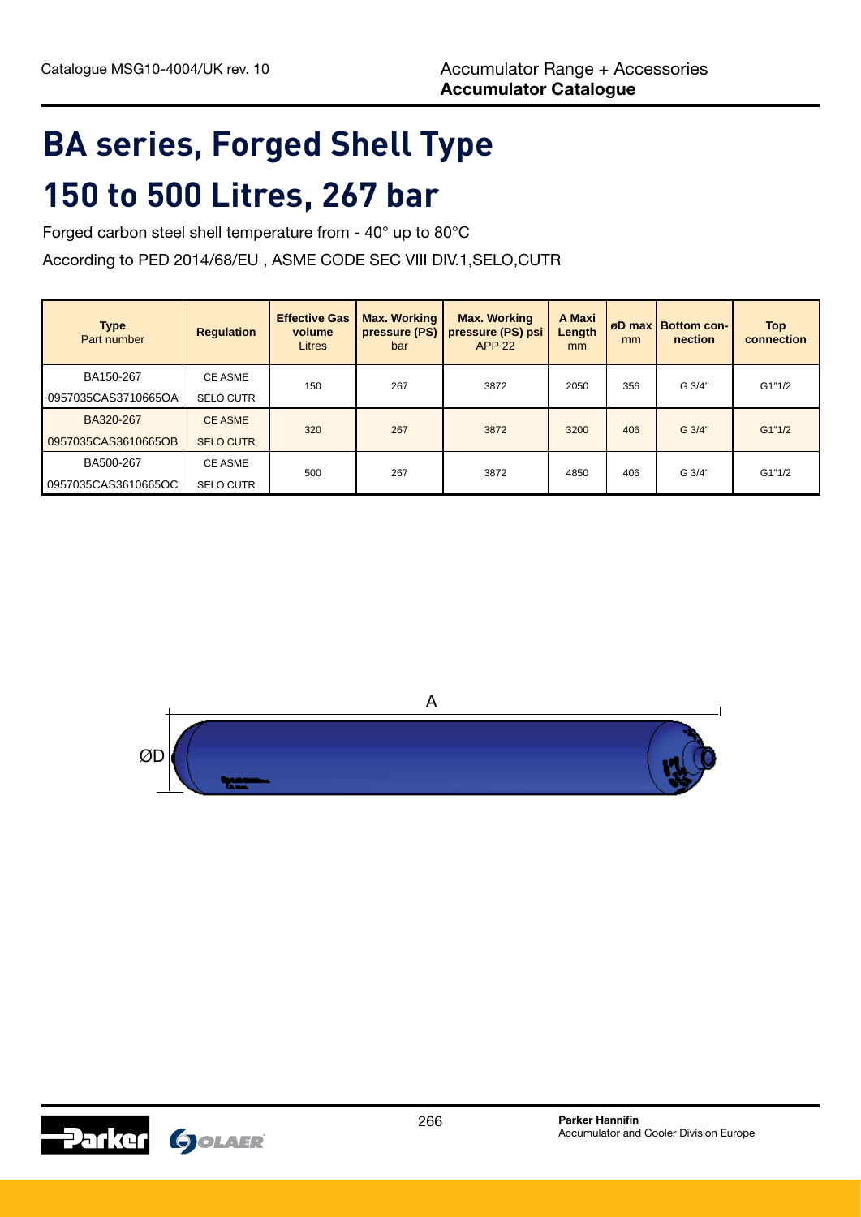# BA series, Forged Shell Type

# 150 to 500 Litres, 267 bar

Forged carbon steel shell temperature from - 40° up to 80°C

According to PED 2014/68/EU , ASME CODE SEC VIII DIV.1,SELO,CUTR

| Type Part number | Regulation | Effective Gas volume Litres | Max. Working pressure (PS) bar | Max. Working pressure (PS) psi APP 22 | A Maxi Length mm | øD max mm | Bottom connection | Top connection |
|---|---|---|---|---|---|---|---|---|
| BA150-267<br>0957035CAS3710665OA | CE ASME<br>SELO CUTR | 150 | 267 | 3872 | 2050 | 356 | G 3/4" | G1"1/2 |
| BA320-267<br>0957035CAS3610665OB | CE ASME<br>SELO CUTR | 320 | 267 | 3872 | 3200 | 406 | G 3/4" | G1"1/2 |
| BA500-267<br>0957035CAS3610665OC | CE ASME<br>SELO CUTR | 500 | 267 | 3872 | 4850 | 406 | G 3/4" | G1"1/2 |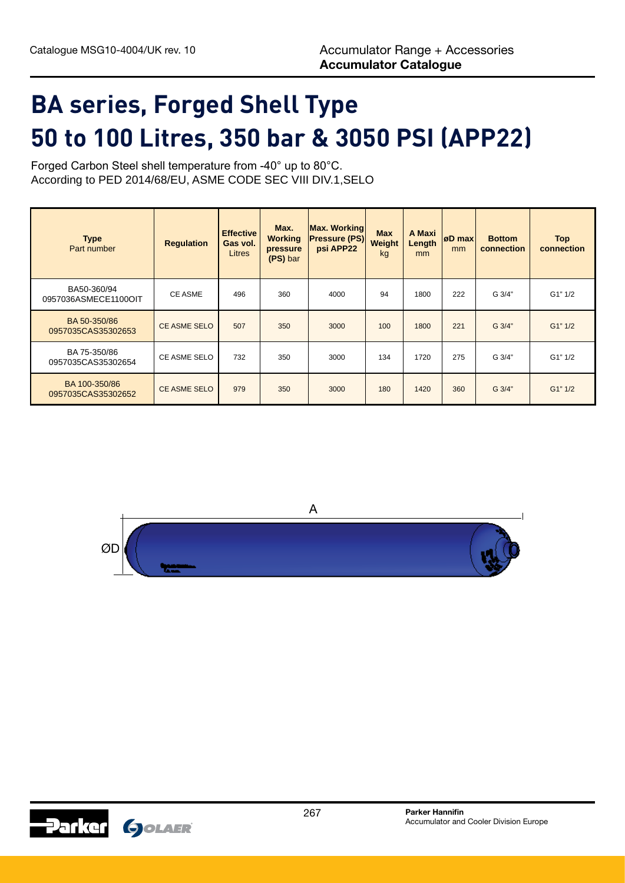# BA series, Forged Shell Type
# 50 to 100 Litres, 350 bar & 3050 PSI (APP22)

Forged Carbon Steel shell temperature from -40° up to 80°C.
According to PED 2014/68/EU, ASME CODE SEC VIII DIV.1,SELO

| **Type** Part number | **Regulation** | **Effective Gas vol.** Litres | **Max. Working pressure (PS)** bar | **Max. Working Pressure (PS) psi APP22** | **Max Weight** kg | **A Maxi Length** mm | **øD max** mm | **Bottom connection** | **Top connection** |
|---|---|---|---|---|---|---|---|---|---|
| BA50-360/94 0957036ASMECE1100OIT | CE ASME | 496 | 360 | 4000 | 94 | 1800 | 222 | G 3/4" | G1" 1/2 |
| BA 50-350/86 0957035CAS35302653 | CE ASME SELO | 507 | 350 | 3000 | 100 | 1800 | 221 | G 3/4" | G1" 1/2 |
| BA 75-350/86 0957035CAS35302654 | CE ASME SELO | 732 | 350 | 3000 | 134 | 1720 | 275 | G 3/4" | G1" 1/2 |
| BA 100-350/86 0957035CAS35302652 | CE ASME SELO | 979 | 350 | 3000 | 180 | 1420 | 360 | G 3/4" | G1" 1/2 |

A

ØD